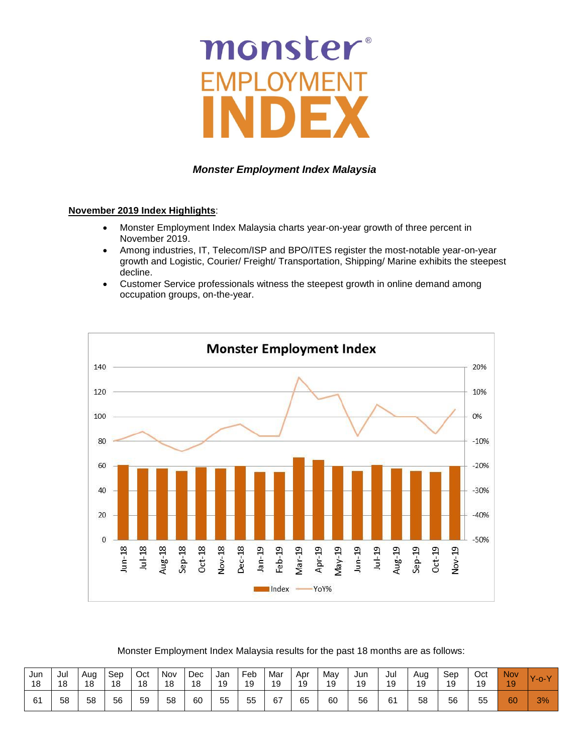# monster® EMPLOYMENT INDEX

***Monster Employment Index Malaysia***

**November 2019 Index Highlights**:

- Monster Employment Index Malaysia charts year-on-year growth of three percent in November 2019.
- Among industries, IT, Telecom/ISP and BPO/ITES register the most-notable year-on-year growth and Logistic, Courier/ Freight/ Transportation, Shipping/ Marine exhibits the steepest decline.
- Customer Service professionals witness the steepest growth in online demand among occupation groups, on-the-year.

Monster Employment Index Malaysia results for the past 18 months are as follows:

| Jun 18 | Jul 18 | Aug 18 | Sep 18 | Oct 18 | Nov 18 | Dec 18 | Jan 19 | Feb 19 | Mar 19 | Apr 19 | May 19 | Jun 19 | Jul 19 | Aug 19 | Sep 19 | Oct 19 | Nov 19 | Y-o-Y |
|---|---|---|---|---|---|---|---|---|---|---|---|---|---|---|---|---|---|---|
| 61 | 58 | 58 | 56 | 59 | 58 | 60 | 55 | 55 | 67 | 65 | 60 | 56 | 61 | 58 | 56 | 55 | 60 | 3% |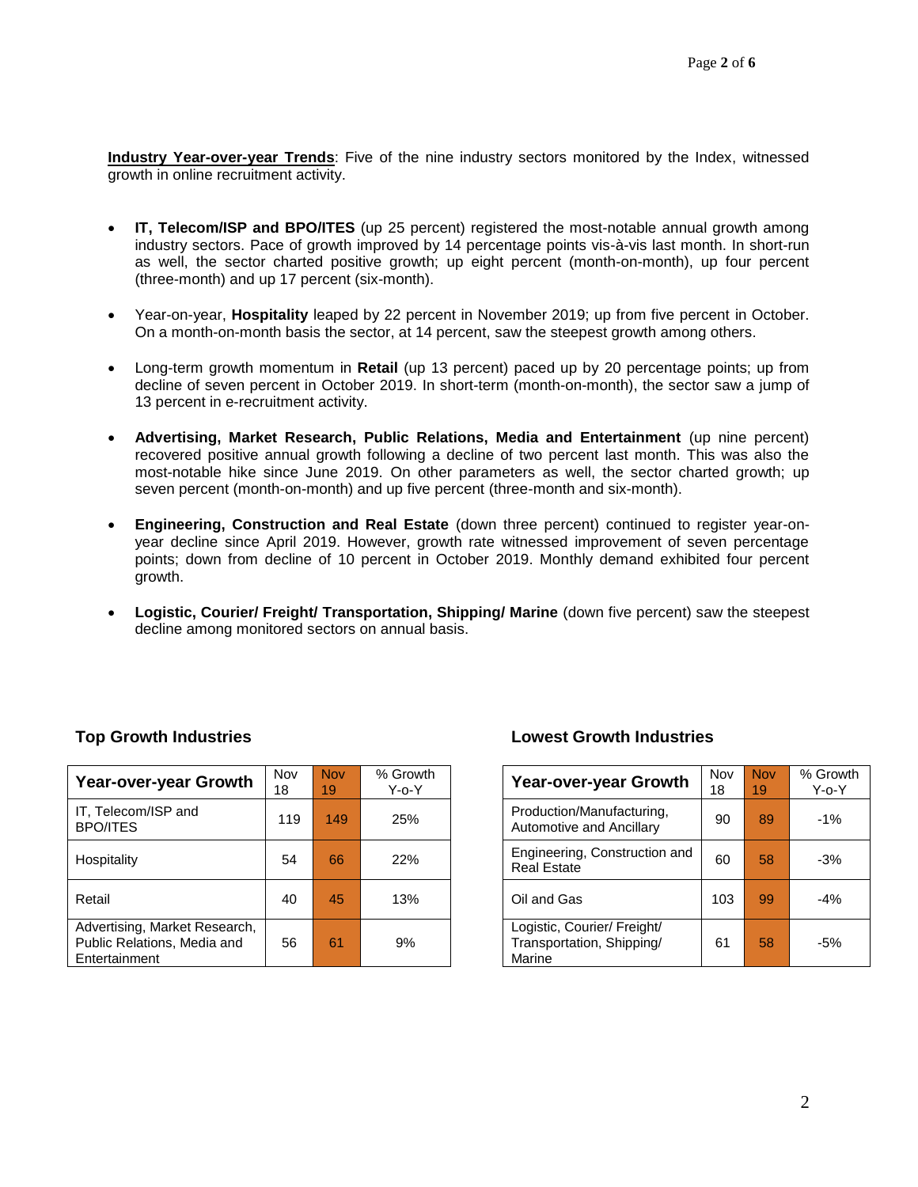**Industry Year-over-year Trends**: Five of the nine industry sectors monitored by the Index, witnessed growth in online recruitment activity.

- **IT, Telecom/ISP and BPO/ITES** (up 25 percent) registered the most-notable annual growth among industry sectors. Pace of growth improved by 14 percentage points vis-à-vis last month. In short-run as well, the sector charted positive growth; up eight percent (month-on-month), up four percent (three-month) and up 17 percent (six-month).

- Year-on-year, **Hospitality** leaped by 22 percent in November 2019; up from five percent in October. On a month-on-month basis the sector, at 14 percent, saw the steepest growth among others.

- Long-term growth momentum in **Retail** (up 13 percent) paced up by 20 percentage points; up from decline of seven percent in October 2019. In short-term (month-on-month), the sector saw a jump of 13 percent in e-recruitment activity.

- **Advertising, Market Research, Public Relations, Media and Entertainment** (up nine percent) recovered positive annual growth following a decline of two percent last month. This was also the most-notable hike since June 2019. On other parameters as well, the sector charted growth; up seven percent (month-on-month) and up five percent (three-month and six-month).

- **Engineering, Construction and Real Estate** (down three percent) continued to register year-on-year decline since April 2019. However, growth rate witnessed improvement of seven percentage points; down from decline of 10 percent in October 2019. Monthly demand exhibited four percent growth.

- **Logistic, Courier/ Freight/ Transportation, Shipping/ Marine** (down five percent) saw the steepest decline among monitored sectors on annual basis.

### Top Growth Industries

| Year-over-year Growth | Nov 18 | Nov 19 | % Growth Y-o-Y |
|---|---|---|---|
| IT, Telecom/ISP and BPO/ITES | 119 | 149 | 25% |
| Hospitality | 54 | 66 | 22% |
| Retail | 40 | 45 | 13% |
| Advertising, Market Research, Public Relations, Media and Entertainment | 56 | 61 | 9% |

### Lowest Growth Industries

| Year-over-year Growth | Nov 18 | Nov 19 | % Growth Y-o-Y |
|---|---|---|---|
| Production/Manufacturing, Automotive and Ancillary | 90 | 89 | -1% |
| Engineering, Construction and Real Estate | 60 | 58 | -3% |
| Oil and Gas | 103 | 99 | -4% |
| Logistic, Courier/ Freight/ Transportation, Shipping/ Marine | 61 | 58 | -5% |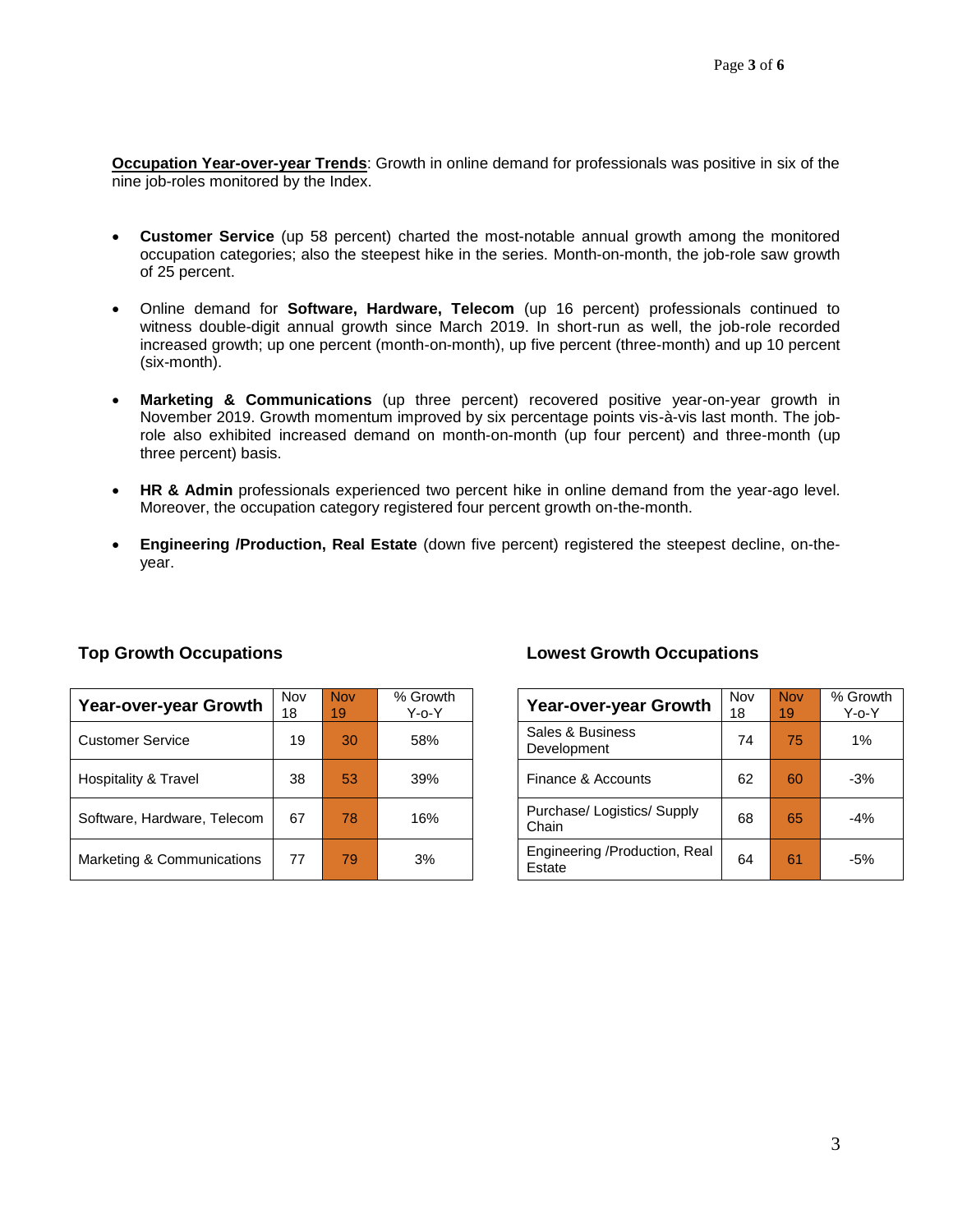**<u>Occupation Year-over-year Trends</u>**: Growth in online demand for professionals was positive in six of the nine job-roles monitored by the Index.

- **Customer Service** (up 58 percent) charted the most-notable annual growth among the monitored occupation categories; also the steepest hike in the series. Month-on-month, the job-role saw growth of 25 percent.
- Online demand for **Software, Hardware, Telecom** (up 16 percent) professionals continued to witness double-digit annual growth since March 2019. In short-run as well, the job-role recorded increased growth; up one percent (month-on-month), up five percent (three-month) and up 10 percent (six-month).
- **Marketing & Communications** (up three percent) recovered positive year-on-year growth in November 2019. Growth momentum improved by six percentage points vis-à-vis last month. The job-role also exhibited increased demand on month-on-month (up four percent) and three-month (up three percent) basis.
- **HR & Admin** professionals experienced two percent hike in online demand from the year-ago level. Moreover, the occupation category registered four percent growth on-the-month.
- **Engineering /Production, Real Estate** (down five percent) registered the steepest decline, on-the-year.

### Top Growth Occupations

| Year-over-year Growth | Nov 18 | Nov 19 | % Growth Y-o-Y |
|---|---|---|---|
| Customer Service | 19 | 30 | 58% |
| Hospitality & Travel | 38 | 53 | 39% |
| Software, Hardware, Telecom | 67 | 78 | 16% |
| Marketing & Communications | 77 | 79 | 3% |

### Lowest Growth Occupations

| Year-over-year Growth | Nov 18 | Nov 19 | % Growth Y-o-Y |
|---|---|---|---|
| Sales & Business Development | 74 | 75 | 1% |
| Finance & Accounts | 62 | 60 | -3% |
| Purchase/ Logistics/ Supply Chain | 68 | 65 | -4% |
| Engineering /Production, Real Estate | 64 | 61 | -5% |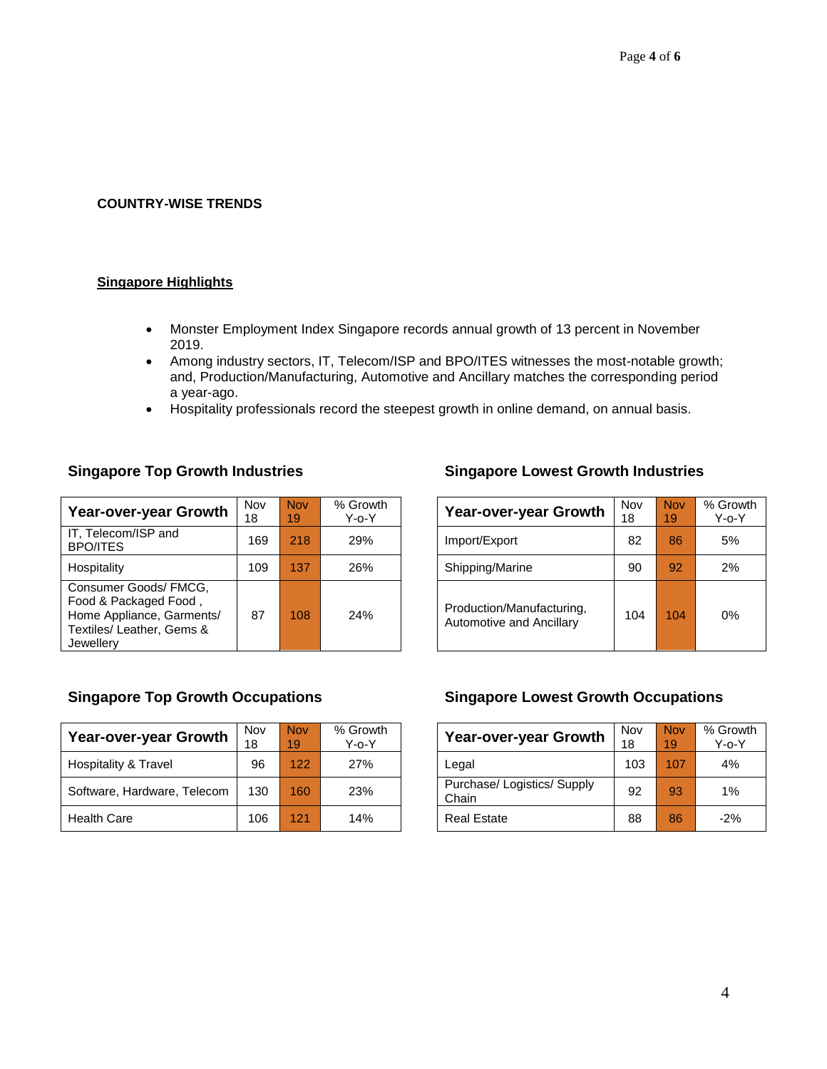## COUNTRY-WISE TRENDS

### Singapore Highlights

- Monster Employment Index Singapore records annual growth of 13 percent in November 2019.
- Among industry sectors, IT, Telecom/ISP and BPO/ITES witnesses the most-notable growth; and, Production/Manufacturing, Automotive and Ancillary matches the corresponding period a year-ago.
- Hospitality professionals record the steepest growth in online demand, on annual basis.

### Singapore Top Growth Industries

| Year-over-year Growth | Nov 18 | Nov 19 | % Growth Y-o-Y |
|---|---|---|---|
| IT, Telecom/ISP and BPO/ITES | 169 | 218 | 29% |
| Hospitality | 109 | 137 | 26% |
| Consumer Goods/ FMCG, Food & Packaged Food , Home Appliance, Garments/ Textiles/ Leather, Gems & Jewellery | 87 | 108 | 24% |

### Singapore Lowest Growth Industries

| Year-over-year Growth | Nov 18 | Nov 19 | % Growth Y-o-Y |
|---|---|---|---|
| Import/Export | 82 | 86 | 5% |
| Shipping/Marine | 90 | 92 | 2% |
| Production/Manufacturing, Automotive and Ancillary | 104 | 104 | 0% |

### Singapore Top Growth Occupations

| Year-over-year Growth | Nov 18 | Nov 19 | % Growth Y-o-Y |
|---|---|---|---|
| Hospitality & Travel | 96 | 122 | 27% |
| Software, Hardware, Telecom | 130 | 160 | 23% |
| Health Care | 106 | 121 | 14% |

### Singapore Lowest Growth Occupations

| Year-over-year Growth | Nov 18 | Nov 19 | % Growth Y-o-Y |
|---|---|---|---|
| Legal | 103 | 107 | 4% |
| Purchase/ Logistics/ Supply Chain | 92 | 93 | 1% |
| Real Estate | 88 | 86 | -2% |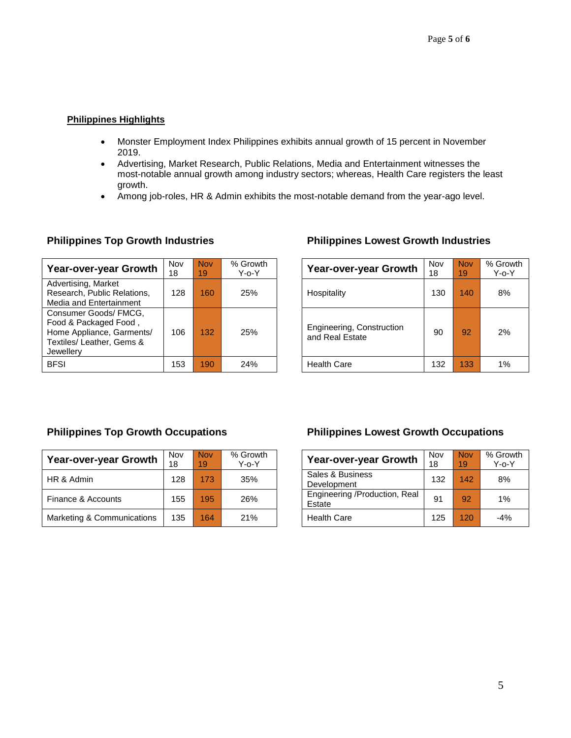## Philippines Highlights

- Monster Employment Index Philippines exhibits annual growth of 15 percent in November 2019.
- Advertising, Market Research, Public Relations, Media and Entertainment witnesses the most-notable annual growth among industry sectors; whereas, Health Care registers the least growth.
- Among job-roles, HR & Admin exhibits the most-notable demand from the year-ago level.

### Philippines Top Growth Industries

| Year-over-year Growth | Nov 18 | Nov 19 | % Growth Y-o-Y |
|---|---|---|---|
| Advertising, Market Research, Public Relations, Media and Entertainment | 128 | 160 | 25% |
| Consumer Goods/ FMCG, Food & Packaged Food , Home Appliance, Garments/ Textiles/ Leather, Gems & Jewellery | 106 | 132 | 25% |
| BFSI | 153 | 190 | 24% |

### Philippines Lowest Growth Industries

| Year-over-year Growth | Nov 18 | Nov 19 | % Growth Y-o-Y |
|---|---|---|---|
| Hospitality | 130 | 140 | 8% |
| Engineering, Construction and Real Estate | 90 | 92 | 2% |
| Health Care | 132 | 133 | 1% |

### Philippines Top Growth Occupations

| Year-over-year Growth | Nov 18 | Nov 19 | % Growth Y-o-Y |
|---|---|---|---|
| HR & Admin | 128 | 173 | 35% |
| Finance & Accounts | 155 | 195 | 26% |
| Marketing & Communications | 135 | 164 | 21% |

### Philippines Lowest Growth Occupations

| Year-over-year Growth | Nov 18 | Nov 19 | % Growth Y-o-Y |
|---|---|---|---|
| Sales & Business Development | 132 | 142 | 8% |
| Engineering /Production, Real Estate | 91 | 92 | 1% |
| Health Care | 125 | 120 | -4% |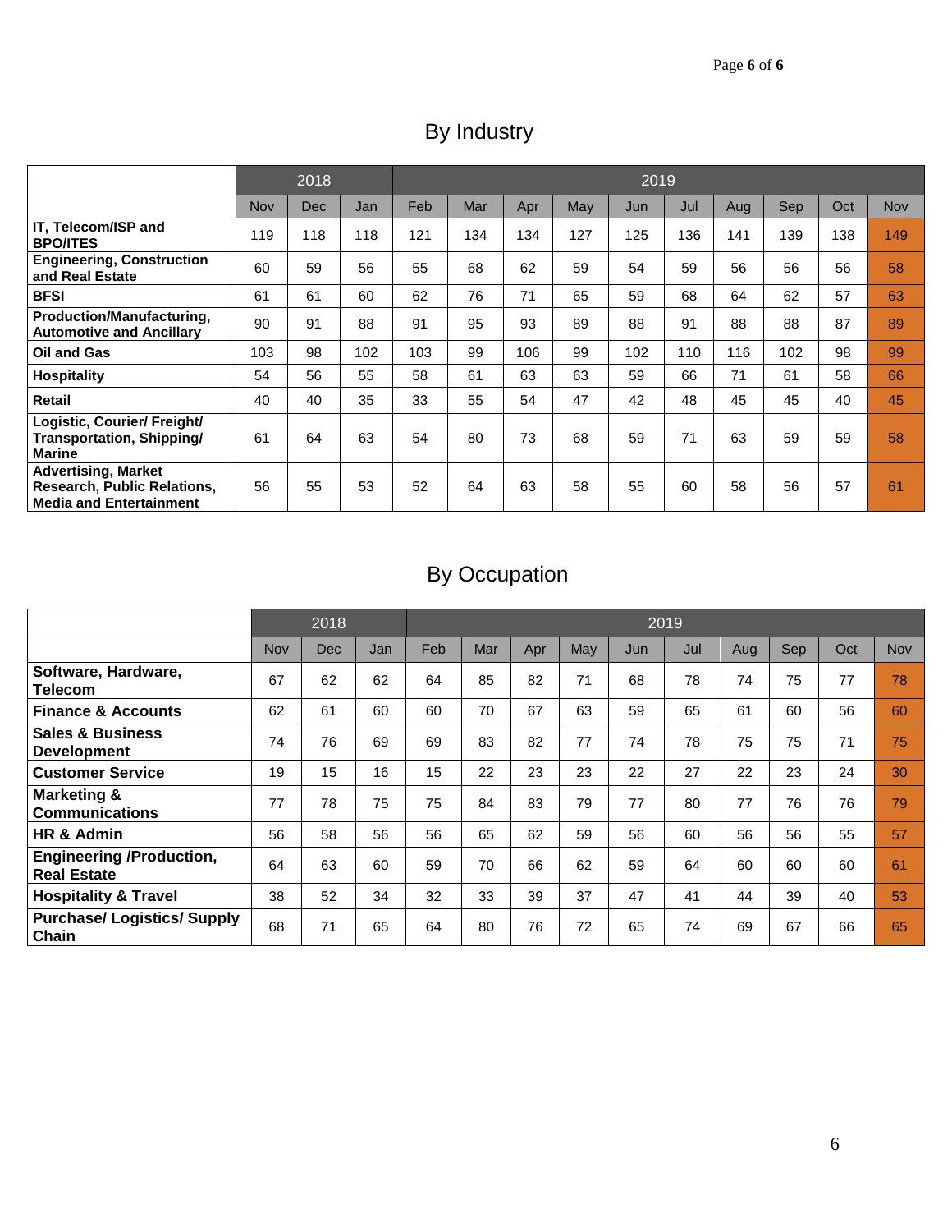## By Industry

| | 2018 | | | 2019 | | | | | | | | | |
|---|---|---|---|---|---|---|---|---|---|---|---|---|---|
| | Nov | Dec | Jan | Feb | Mar | Apr | May | Jun | Jul | Aug | Sep | Oct | Nov |
| **IT, Telecom/ISP and BPO/ITES** | 119 | 118 | 118 | 121 | 134 | 134 | 127 | 125 | 136 | 141 | 139 | 138 | 149 |
| **Engineering, Construction and Real Estate** | 60 | 59 | 56 | 55 | 68 | 62 | 59 | 54 | 59 | 56 | 56 | 56 | 58 |
| **BFSI** | 61 | 61 | 60 | 62 | 76 | 71 | 65 | 59 | 68 | 64 | 62 | 57 | 63 |
| **Production/Manufacturing, Automotive and Ancillary** | 90 | 91 | 88 | 91 | 95 | 93 | 89 | 88 | 91 | 88 | 88 | 87 | 89 |
| **Oil and Gas** | 103 | 98 | 102 | 103 | 99 | 106 | 99 | 102 | 110 | 116 | 102 | 98 | 99 |
| **Hospitality** | 54 | 56 | 55 | 58 | 61 | 63 | 63 | 59 | 66 | 71 | 61 | 58 | 66 |
| **Retail** | 40 | 40 | 35 | 33 | 55 | 54 | 47 | 42 | 48 | 45 | 45 | 40 | 45 |
| **Logistic, Courier/ Freight/ Transportation, Shipping/ Marine** | 61 | 64 | 63 | 54 | 80 | 73 | 68 | 59 | 71 | 63 | 59 | 59 | 58 |
| **Advertising, Market Research, Public Relations, Media and Entertainment** | 56 | 55 | 53 | 52 | 64 | 63 | 58 | 55 | 60 | 58 | 56 | 57 | 61 |

## By Occupation

| | 2018 | | | 2019 | | | | | | | | | |
|---|---|---|---|---|---|---|---|---|---|---|---|---|---|
| | Nov | Dec | Jan | Feb | Mar | Apr | May | Jun | Jul | Aug | Sep | Oct | Nov |
| **Software, Hardware, Telecom** | 67 | 62 | 62 | 64 | 85 | 82 | 71 | 68 | 78 | 74 | 75 | 77 | 78 |
| **Finance & Accounts** | 62 | 61 | 60 | 60 | 70 | 67 | 63 | 59 | 65 | 61 | 60 | 56 | 60 |
| **Sales & Business Development** | 74 | 76 | 69 | 69 | 83 | 82 | 77 | 74 | 78 | 75 | 75 | 71 | 75 |
| **Customer Service** | 19 | 15 | 16 | 15 | 22 | 23 | 23 | 22 | 27 | 22 | 23 | 24 | 30 |
| **Marketing & Communications** | 77 | 78 | 75 | 75 | 84 | 83 | 79 | 77 | 80 | 77 | 76 | 76 | 79 |
| **HR & Admin** | 56 | 58 | 56 | 56 | 65 | 62 | 59 | 56 | 60 | 56 | 56 | 55 | 57 |
| **Engineering /Production, Real Estate** | 64 | 63 | 60 | 59 | 70 | 66 | 62 | 59 | 64 | 60 | 60 | 60 | 61 |
| **Hospitality & Travel** | 38 | 52 | 34 | 32 | 33 | 39 | 37 | 47 | 41 | 44 | 39 | 40 | 53 |
| **Purchase/ Logistics/ Supply Chain** | 68 | 71 | 65 | 64 | 80 | 76 | 72 | 65 | 74 | 69 | 67 | 66 | 65 |